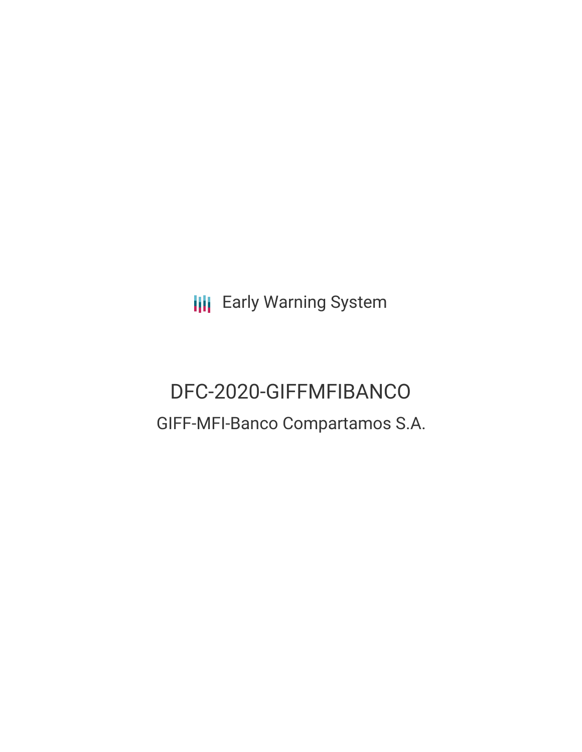Early Warning System

# DFC-2020-GIFFMFIBANCO

## GIFF-MFI-Banco Compartamos S.A.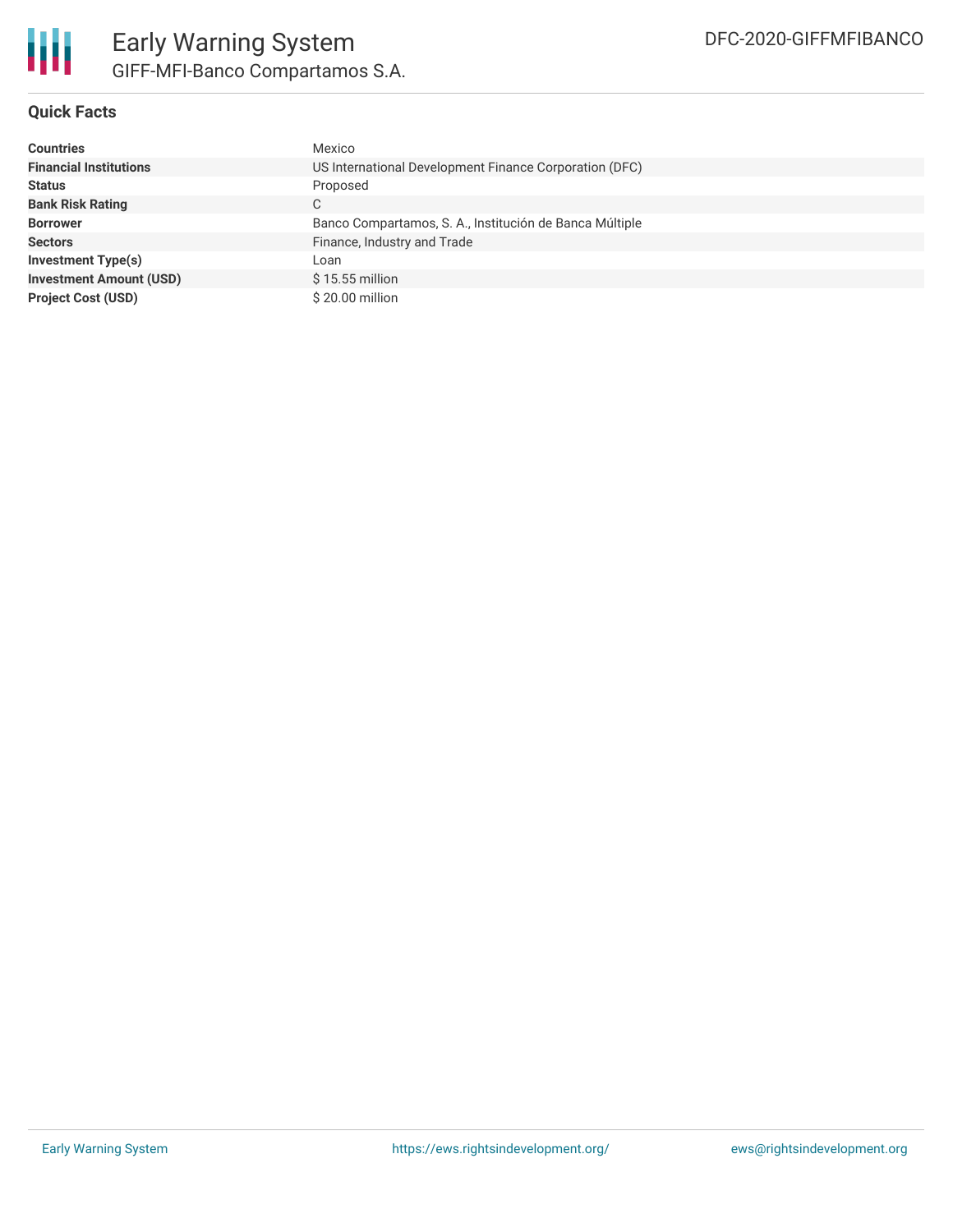# Early Warning System

## GIFF-MFI-Banco Compartamos S.A.

DFC-2020-GIFFMFIBANCO

### Quick Facts

| | |
|---|---|
| **Countries** | Mexico |
| **Financial Institutions** | US International Development Finance Corporation (DFC) |
| **Status** | Proposed |
| **Bank Risk Rating** | C |
| **Borrower** | Banco Compartamos, S. A., Institución de Banca Múltiple |
| **Sectors** | Finance, Industry and Trade |
| **Investment Type(s)** | Loan |
| **Investment Amount (USD)** | $ 15.55 million |
| **Project Cost (USD)** | $ 20.00 million |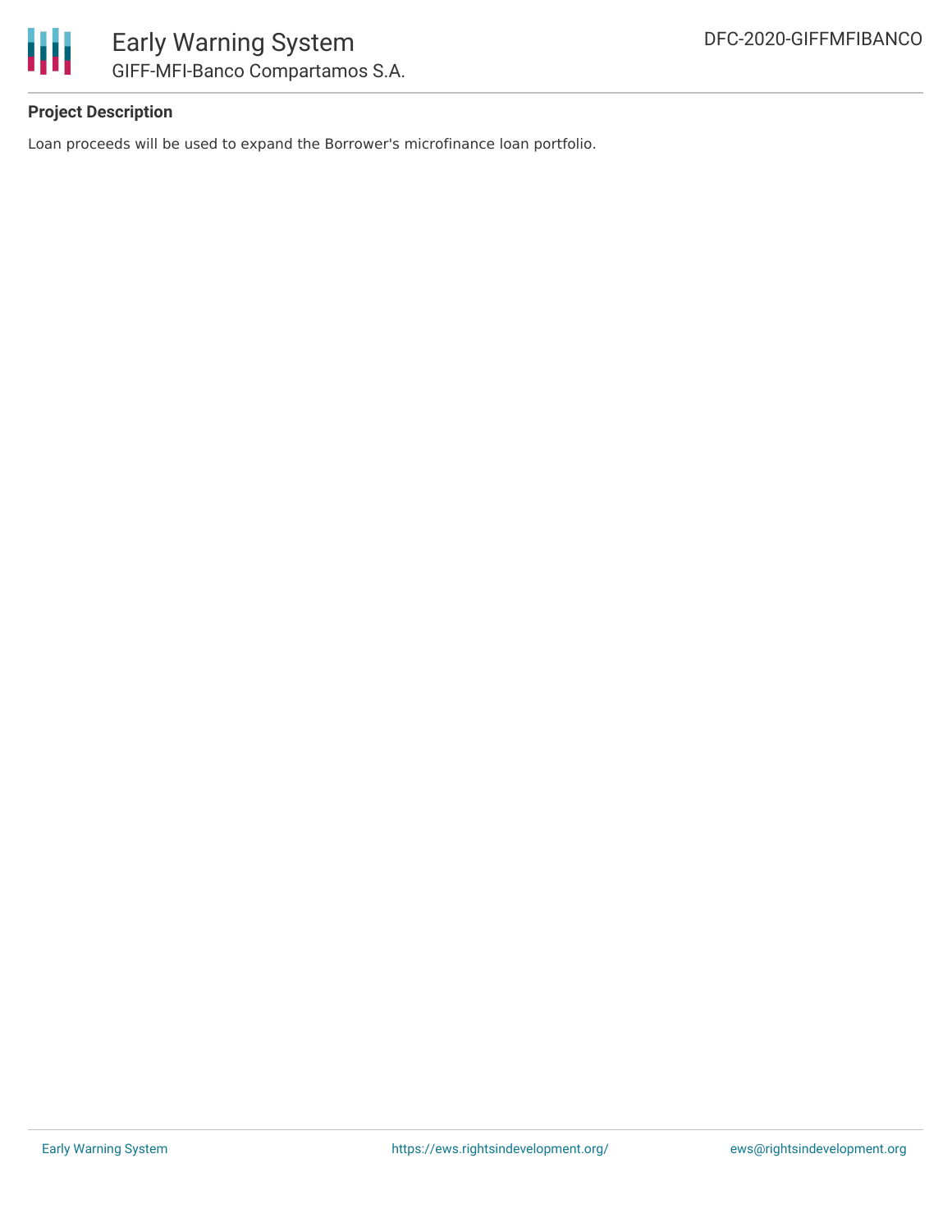**Project Description**

Loan proceeds will be used to expand the Borrower's microfinance loan portfolio.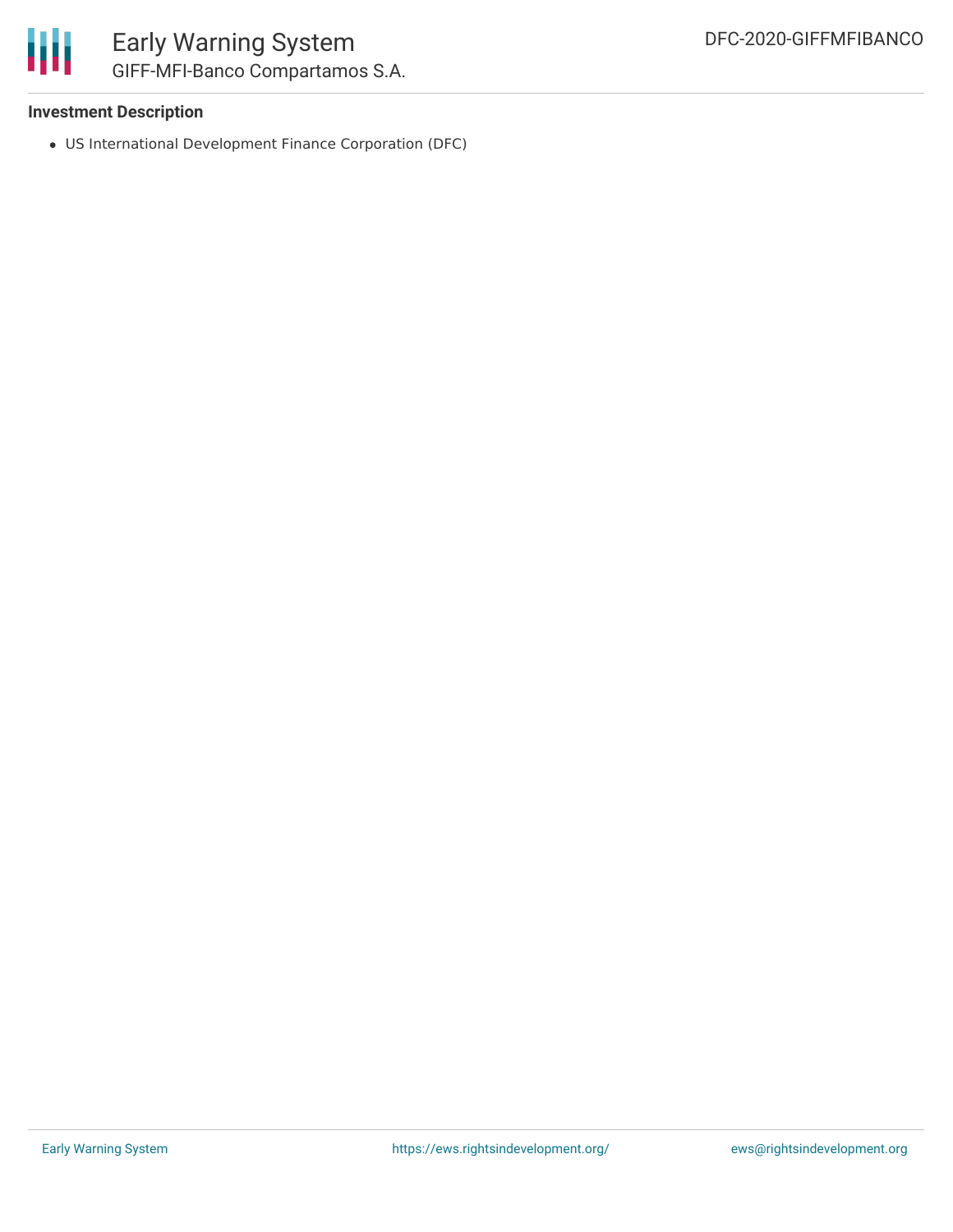**Investment Description**

- US International Development Finance Corporation (DFC)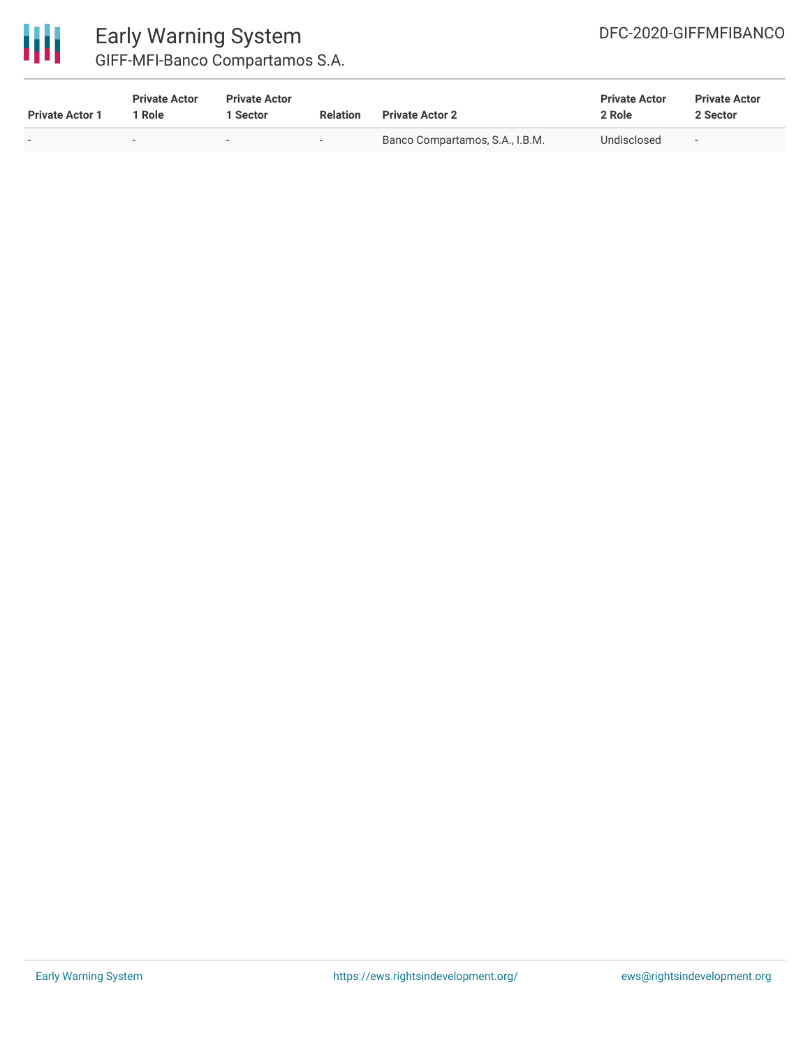| Private Actor 1 | Private Actor 1 Role | Private Actor 1 Sector | Relation | Private Actor 2 | Private Actor 2 Role | Private Actor 2 Sector |
|---|---|---|---|---|---|---|
| - | - | - | - | Banco Compartamos, S.A., I.B.M. | Undisclosed | - |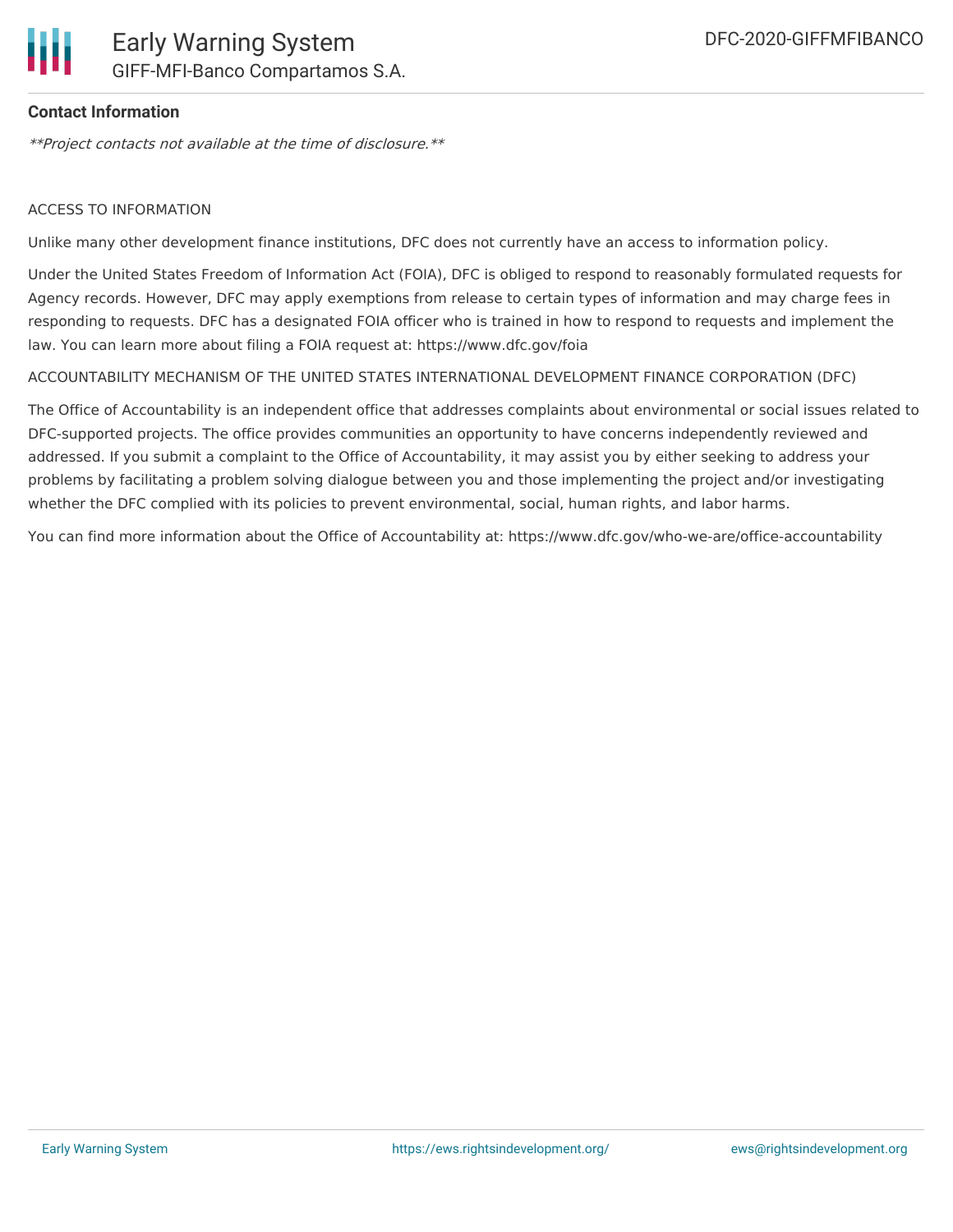**Contact Information**

*\*\*Project contacts not available at the time of disclosure.\*\**

ACCESS TO INFORMATION

Unlike many other development finance institutions, DFC does not currently have an access to information policy.

Under the United States Freedom of Information Act (FOIA), DFC is obliged to respond to reasonably formulated requests for Agency records. However, DFC may apply exemptions from release to certain types of information and may charge fees in responding to requests. DFC has a designated FOIA officer who is trained in how to respond to requests and implement the law. You can learn more about filing a FOIA request at: https://www.dfc.gov/foia

ACCOUNTABILITY MECHANISM OF THE UNITED STATES INTERNATIONAL DEVELOPMENT FINANCE CORPORATION (DFC)

The Office of Accountability is an independent office that addresses complaints about environmental or social issues related to DFC-supported projects. The office provides communities an opportunity to have concerns independently reviewed and addressed. If you submit a complaint to the Office of Accountability, it may assist you by either seeking to address your problems by facilitating a problem solving dialogue between you and those implementing the project and/or investigating whether the DFC complied with its policies to prevent environmental, social, human rights, and labor harms.

You can find more information about the Office of Accountability at: https://www.dfc.gov/who-we-are/office-accountability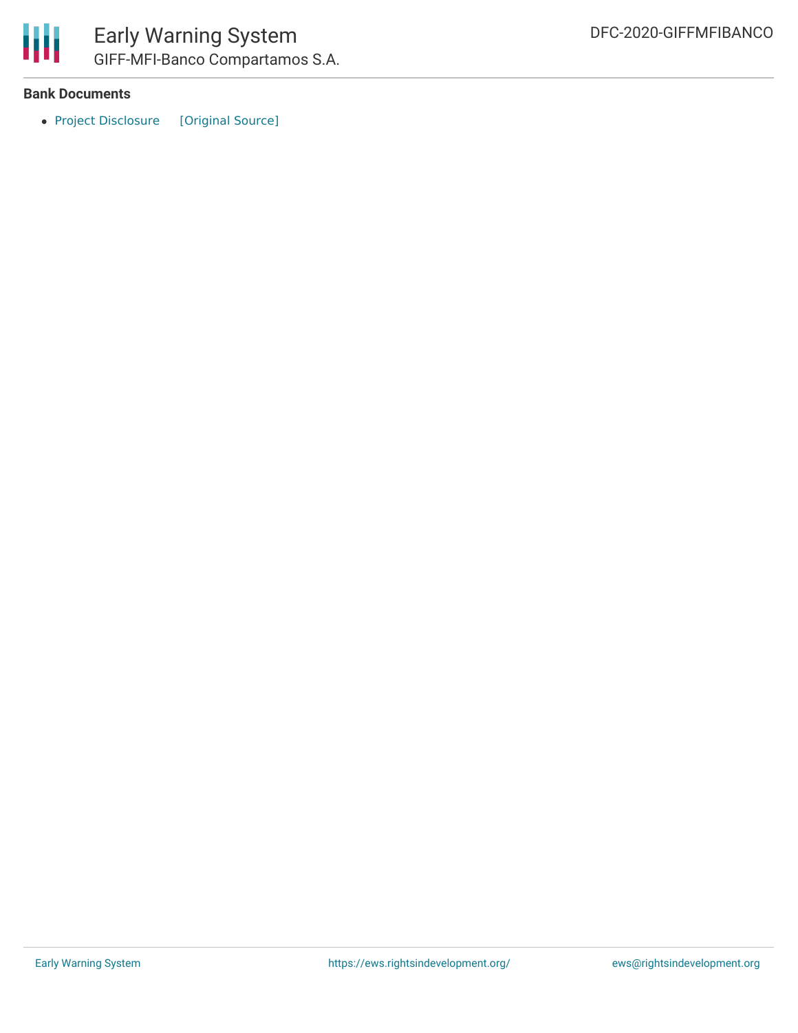**Bank Documents**

- Project Disclosure [Original Source]